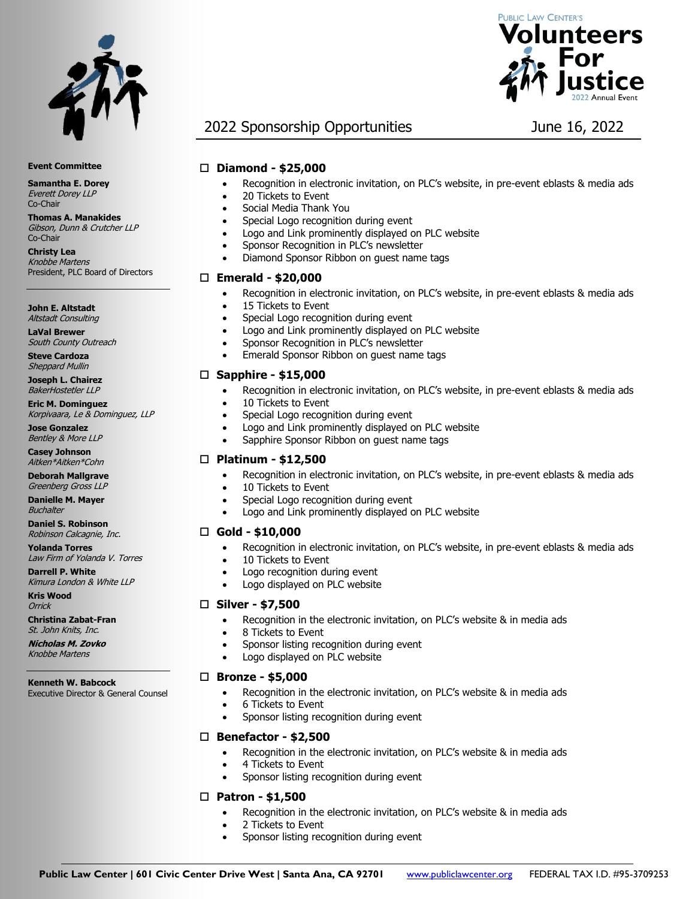Public Law Center's

# Volunteers For Justice

2022 Annual Event

## 2022 Sponsorship Opportunities

June 16, 2022

**Event Committee**

**Samantha E. Dorey**
*Everett Dorey LLP*
Co-Chair

**Thomas A. Manakides**
*Gibson, Dunn & Crutcher LLP*
Co-Chair

**Christy Lea**
*Knobbe Martens*
President, PLC Board of Directors

**John E. Altstadt**
*Altstadt Consulting*

**LaVal Brewer**
*South County Outreach*

**Steve Cardoza**
*Sheppard Mullin*

**Joseph L. Chairez**
*BakerHostetler LLP*

**Eric M. Dominguez**
*Korpivaara, Le & Dominguez, LLP*

**Jose Gonzalez**
*Bentley & More LLP*

**Casey Johnson**
*Aitken*Aitken*Cohn*

**Deborah Mallgrave**
*Greenberg Gross LLP*

**Danielle M. Mayer**
*Buchalter*

**Daniel S. Robinson**
*Robinson Calcagnie, Inc.*

**Yolanda Torres**
*Law Firm of Yolanda V. Torres*

**Darrell P. White**
*Kimura London & White LLP*

**Kris Wood**
*Orrick*

**Christina Zabat-Fran**
*St. John Knits, Inc.*

***Nicholas M. Zovko***
*Knobbe Martens*

**Kenneth W. Babcock**
Executive Director & General Counsel

### ☐ Diamond - $25,000

- Recognition in electronic invitation, on PLC's website, in pre-event eblasts & media ads
- 20 Tickets to Event
- Social Media Thank You
- Special Logo recognition during event
- Logo and Link prominently displayed on PLC website
- Sponsor Recognition in PLC's newsletter
- Diamond Sponsor Ribbon on guest name tags

### ☐ Emerald - $20,000

- Recognition in electronic invitation, on PLC's website, in pre-event eblasts & media ads
- 15 Tickets to Event
- Special Logo recognition during event
- Logo and Link prominently displayed on PLC website
- Sponsor Recognition in PLC's newsletter
- Emerald Sponsor Ribbon on guest name tags

### ☐ Sapphire - $15,000

- Recognition in electronic invitation, on PLC's website, in pre-event eblasts & media ads
- 10 Tickets to Event
- Special Logo recognition during event
- Logo and Link prominently displayed on PLC website
- Sapphire Sponsor Ribbon on guest name tags

### ☐ Platinum - $12,500

- Recognition in electronic invitation, on PLC's website, in pre-event eblasts & media ads
- 10 Tickets to Event
- Special Logo recognition during event
- Logo and Link prominently displayed on PLC website

### ☐ Gold - $10,000

- Recognition in electronic invitation, on PLC's website, in pre-event eblasts & media ads
- 10 Tickets to Event
- Logo recognition during event
- Logo displayed on PLC website

### ☐ Silver - $7,500

- Recognition in the electronic invitation, on PLC's website & in media ads
- 8 Tickets to Event
- Sponsor listing recognition during event
- Logo displayed on PLC website

### ☐ Bronze - $5,000

- Recognition in the electronic invitation, on PLC's website & in media ads
- 6 Tickets to Event
- Sponsor listing recognition during event

### ☐ Benefactor - $2,500

- Recognition in the electronic invitation, on PLC's website & in media ads
- 4 Tickets to Event
- Sponsor listing recognition during event

### ☐ Patron - $1,500

- Recognition in the electronic invitation, on PLC's website & in media ads
- 2 Tickets to Event
- Sponsor listing recognition during event

**Public Law Center | 601 Civic Center Drive West | Santa Ana, CA 92701** www.publiclawcenter.org FEDERAL TAX I.D. #95-3709253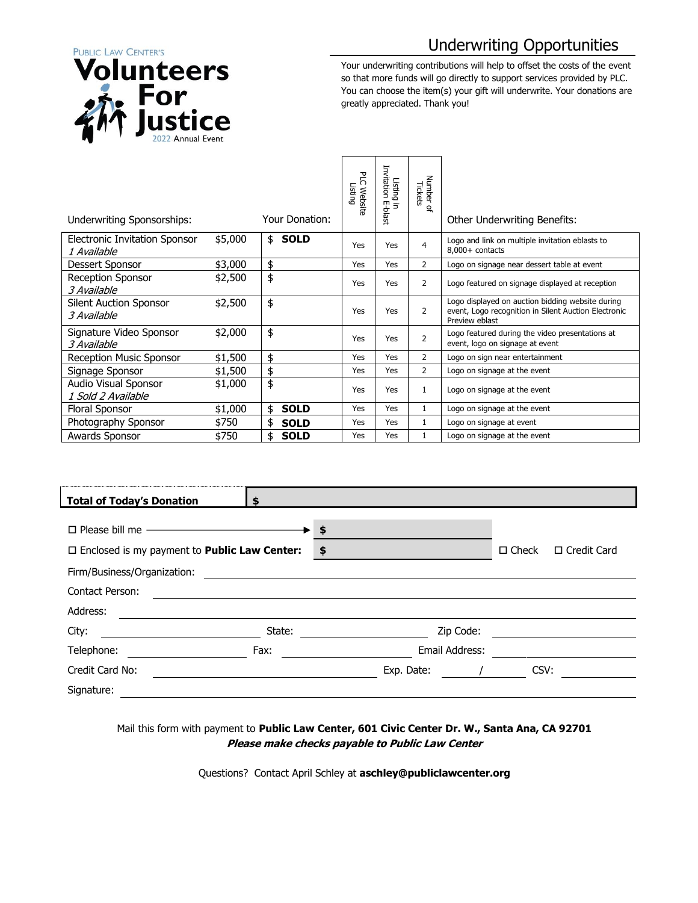PUBLIC LAW CENTER'S
# Volunteers For Justice
2022 Annual Event

## Underwriting Opportunities

Your underwriting contributions will help to offset the costs of the event so that more funds will go directly to support services provided by PLC. You can choose the item(s) your gift will underwrite. Your donations are greatly appreciated. Thank you!

| Underwriting Sponsorships: | | Your Donation: | PLC Website Listing | Listing in Invitation E-blast | Number of Tickets | Other Underwriting Benefits: |
|---|---|---|---|---|---|---|
| Electronic Invitation Sponsor *1 Available* | $5,000 | $ **SOLD** | Yes | Yes | 4 | Logo and link on multiple invitation eblasts to 8,000+ contacts |
| Dessert Sponsor | $3,000 | $ | Yes | Yes | 2 | Logo on signage near dessert table at event |
| Reception Sponsor *3 Available* | $2,500 | $ | Yes | Yes | 2 | Logo featured on signage displayed at reception |
| Silent Auction Sponsor *3 Available* | $2,500 | $ | Yes | Yes | 2 | Logo displayed on auction bidding website during event, Logo recognition in Silent Auction Electronic Preview eblast |
| Signature Video Sponsor *3 Available* | $2,000 | $ | Yes | Yes | 2 | Logo featured during the video presentations at event, logo on signage at event |
| Reception Music Sponsor | $1,500 | $ | Yes | Yes | 2 | Logo on sign near entertainment |
| Signage Sponsor | $1,500 | $ | Yes | Yes | 2 | Logo on signage at the event |
| Audio Visual Sponsor *1 Sold 2 Available* | $1,000 | $ | Yes | Yes | 1 | Logo on signage at the event |
| Floral Sponsor | $1,000 | $ **SOLD** | Yes | Yes | 1 | Logo on signage at the event |
| Photography Sponsor | $750 | $ **SOLD** | Yes | Yes | 1 | Logo on signage at event |
| Awards Sponsor | $750 | $ **SOLD** | Yes | Yes | 1 | Logo on signage at the event |

**Total of Today's Donation** **$** ____________

☐ Please bill me ——————▶ **$** ____________

☐ Enclosed is my payment to **Public Law Center:** **$** ____________ ☐ Check ☐ Credit Card

Firm/Business/Organization: ____________

Contact Person: ____________

Address: ____________

City: ____________ State: ____________ Zip Code: ____________

Telephone: ____________ Fax: ____________ Email Address: ____________

Credit Card No: ____________ Exp. Date: ____ / ____ CSV: ____________

Signature: ____________

Mail this form with payment to **Public Law Center, 601 Civic Center Dr. W., Santa Ana, CA 92701**
***Please make checks payable to Public Law Center***

Questions? Contact April Schley at **aschley@publiclawcenter.org**